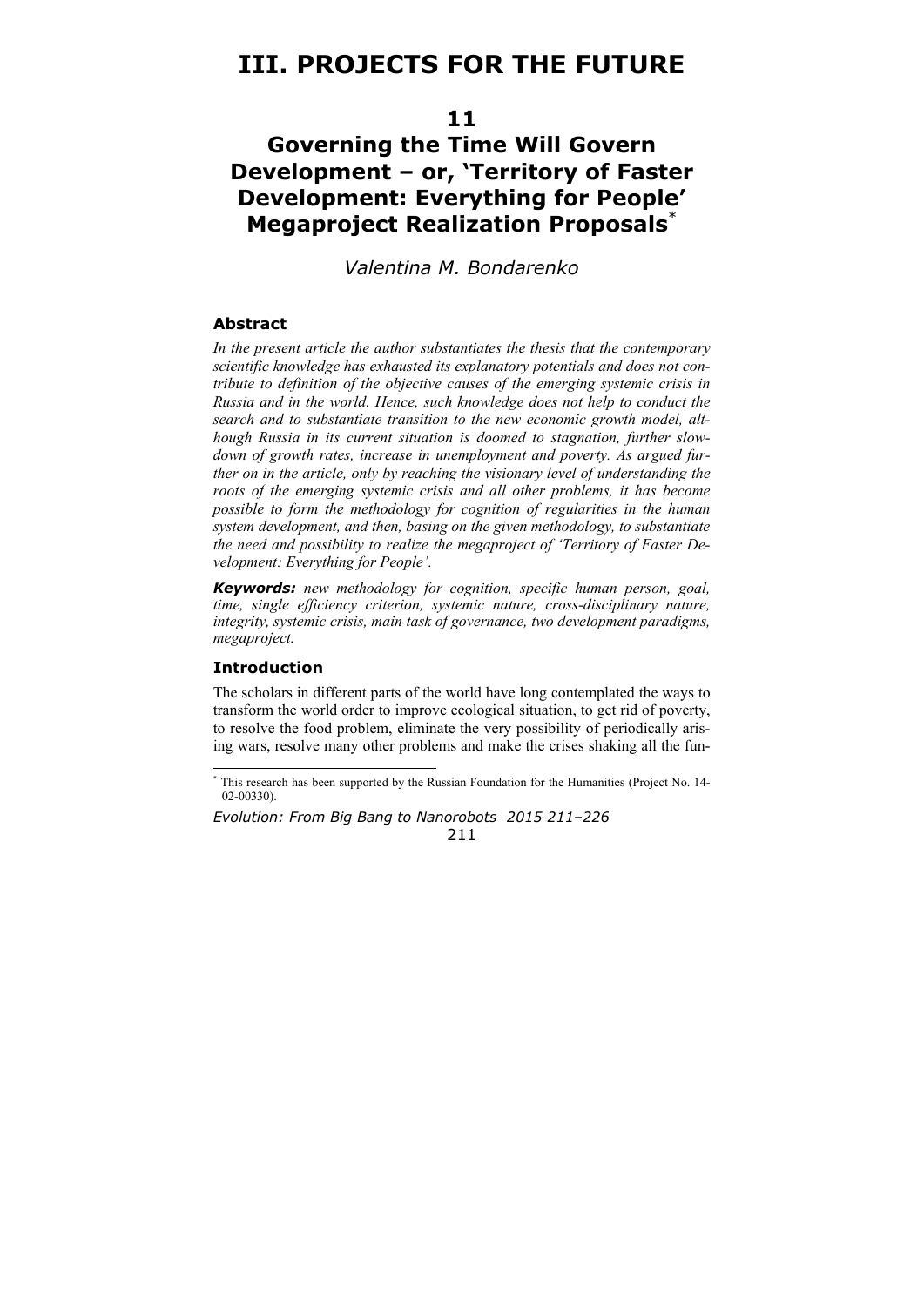# III. PROJECTS FOR THE FUTURE

## 11

## Governing the Time Will Govern Development – or, 'Territory of Faster Development: Everything for People' Megaproject Realization Proposals[*]

*Valentina M. Bondarenko*

### Abstract

*In the present article the author substantiates the thesis that the contemporary scientific knowledge has exhausted its explanatory potentials and does not contribute to definition of the objective causes of the emerging systemic crisis in Russia and in the world. Hence, such knowledge does not help to conduct the search and to substantiate transition to the new economic growth model, although Russia in its current situation is doomed to stagnation, further slowdown of growth rates, increase in unemployment and poverty. As argued further on in the article, only by reaching the visionary level of understanding the roots of the emerging systemic crisis and all other problems, it has become possible to form the methodology for cognition of regularities in the human system development, and then, basing on the given methodology, to substantiate the need and possibility to realize the megaproject of 'Territory of Faster Development: Everything for People'.*

***Keywords:*** *new methodology for cognition, specific human person, goal, time, single efficiency criterion, systemic nature, cross-disciplinary nature, integrity, systemic crisis, main task of governance, two development paradigms, megaproject.*

### Introduction

The scholars in different parts of the world have long contemplated the ways to transform the world order to improve ecological situation, to get rid of poverty, to resolve the food problem, eliminate the very possibility of periodically arising wars, resolve many other problems and make the crises shaking all the fun-

[*] This research has been supported by the Russian Foundation for the Humanities (Project No. 14-02-00330).

*Evolution: From Big Bang to Nanorobots 2015 211–226*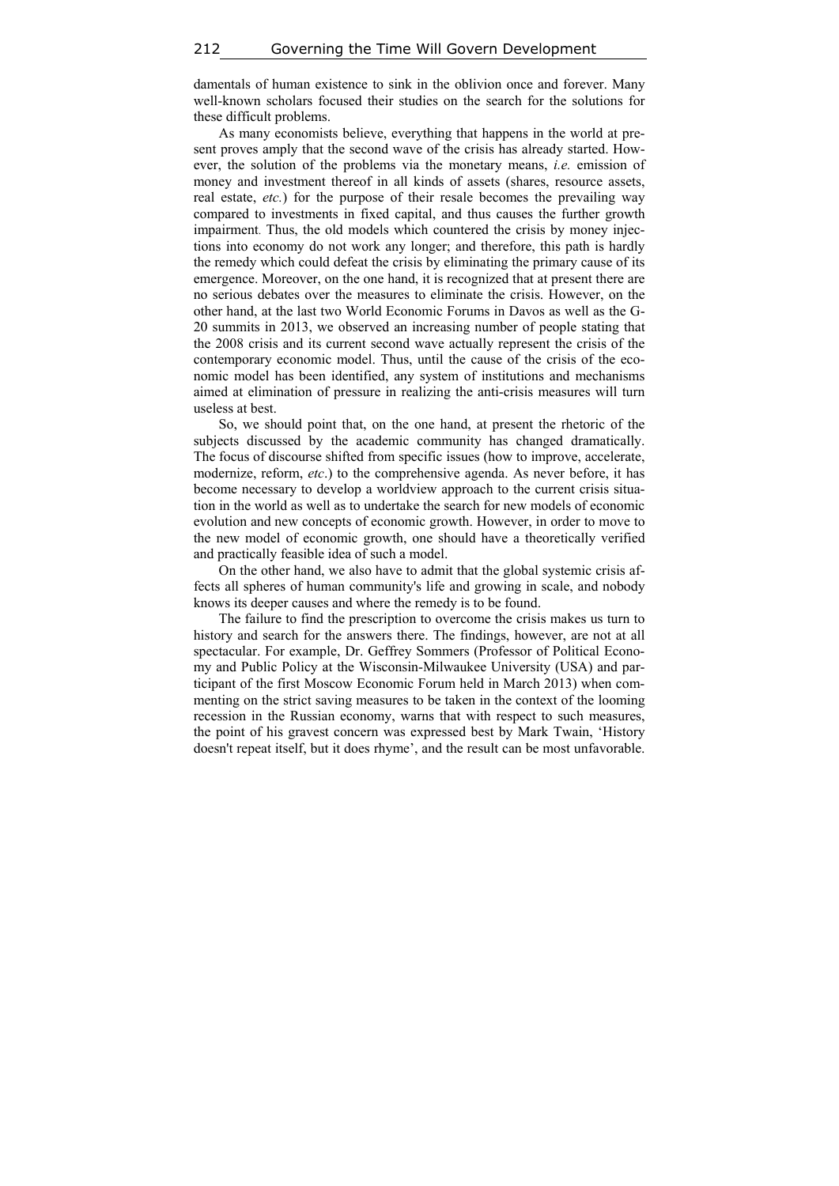damentals of human existence to sink in the oblivion once and forever. Many well-known scholars focused their studies on the search for the solutions for these difficult problems.

As many economists believe, everything that happens in the world at present proves amply that the second wave of the crisis has already started. However, the solution of the problems via the monetary means, *i.e.* emission of money and investment thereof in all kinds of assets (shares, resource assets, real estate, *etc.*) for the purpose of their resale becomes the prevailing way compared to investments in fixed capital, and thus causes the further growth impairment. Thus, the old models which countered the crisis by money injections into economy do not work any longer; and therefore, this path is hardly the remedy which could defeat the crisis by eliminating the primary cause of its emergence. Moreover, on the one hand, it is recognized that at present there are no serious debates over the measures to eliminate the crisis. However, on the other hand, at the last two World Economic Forums in Davos as well as the G-20 summits in 2013, we observed an increasing number of people stating that the 2008 crisis and its current second wave actually represent the crisis of the contemporary economic model. Thus, until the cause of the crisis of the economic model has been identified, any system of institutions and mechanisms aimed at elimination of pressure in realizing the anti-crisis measures will turn useless at best.

So, we should point that, on the one hand, at present the rhetoric of the subjects discussed by the academic community has changed dramatically. The focus of discourse shifted from specific issues (how to improve, accelerate, modernize, reform, *etc*.) to the comprehensive agenda. As never before, it has become necessary to develop a worldview approach to the current crisis situation in the world as well as to undertake the search for new models of economic evolution and new concepts of economic growth. However, in order to move to the new model of economic growth, one should have a theoretically verified and practically feasible idea of such a model.

On the other hand, we also have to admit that the global systemic crisis affects all spheres of human community's life and growing in scale, and nobody knows its deeper causes and where the remedy is to be found.

The failure to find the prescription to overcome the crisis makes us turn to history and search for the answers there. The findings, however, are not at all spectacular. For example, Dr. Geffrey Sommers (Professor of Political Economy and Public Policy at the Wisconsin-Milwaukee University (USA) and participant of the first Moscow Economic Forum held in March 2013) when commenting on the strict saving measures to be taken in the context of the looming recession in the Russian economy, warns that with respect to such measures, the point of his gravest concern was expressed best by Mark Twain, 'History doesn't repeat itself, but it does rhyme', and the result can be most unfavorable.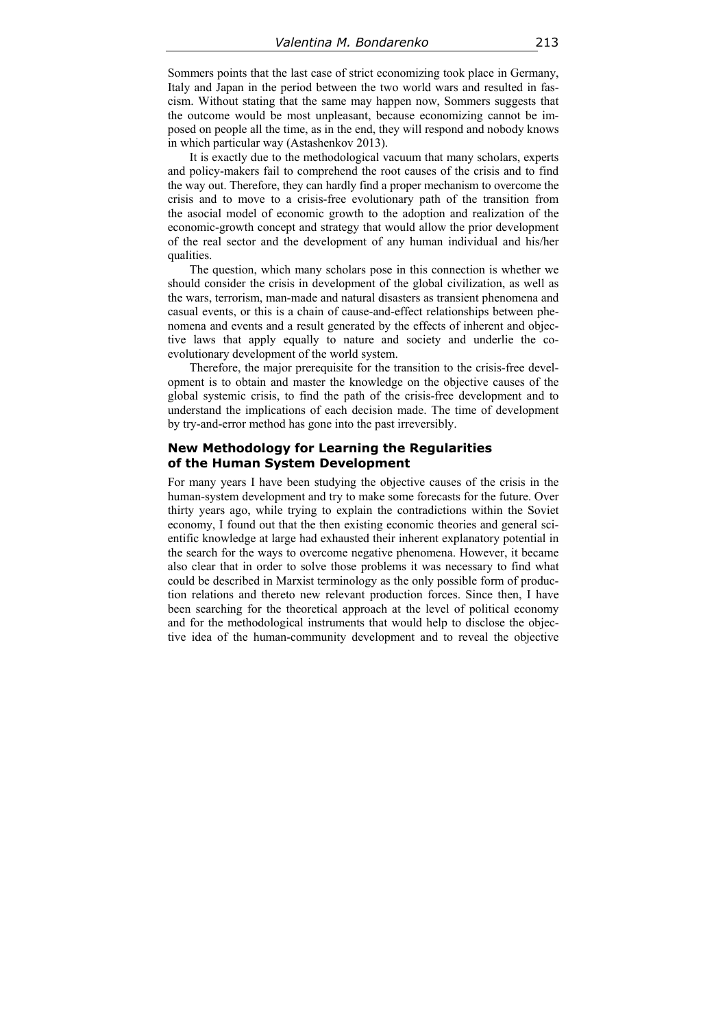Sommers points that the last case of strict economizing took place in Germany, Italy and Japan in the period between the two world wars and resulted in fascism. Without stating that the same may happen now, Sommers suggests that the outcome would be most unpleasant, because economizing cannot be imposed on people all the time, as in the end, they will respond and nobody knows in which particular way (Astashenkov 2013).

It is exactly due to the methodological vacuum that many scholars, experts and policy-makers fail to comprehend the root causes of the crisis and to find the way out. Therefore, they can hardly find a proper mechanism to overcome the crisis and to move to a crisis-free evolutionary path of the transition from the asocial model of economic growth to the adoption and realization of the economic-growth concept and strategy that would allow the prior development of the real sector and the development of any human individual and his/her qualities.

The question, which many scholars pose in this connection is whether we should consider the crisis in development of the global civilization, as well as the wars, terrorism, man-made and natural disasters as transient phenomena and casual events, or this is a chain of cause-and-effect relationships between phenomena and events and a result generated by the effects of inherent and objective laws that apply equally to nature and society and underlie the co-evolutionary development of the world system.

Therefore, the major prerequisite for the transition to the crisis-free development is to obtain and master the knowledge on the objective causes of the global systemic crisis, to find the path of the crisis-free development and to understand the implications of each decision made. The time of development by try-and-error method has gone into the past irreversibly.

## New Methodology for Learning the Regularities of the Human System Development

For many years I have been studying the objective causes of the crisis in the human-system development and try to make some forecasts for the future. Over thirty years ago, while trying to explain the contradictions within the Soviet economy, I found out that the then existing economic theories and general scientific knowledge at large had exhausted their inherent explanatory potential in the search for the ways to overcome negative phenomena. However, it became also clear that in order to solve those problems it was necessary to find what could be described in Marxist terminology as the only possible form of production relations and thereto new relevant production forces. Since then, I have been searching for the theoretical approach at the level of political economy and for the methodological instruments that would help to disclose the objective idea of the human-community development and to reveal the objective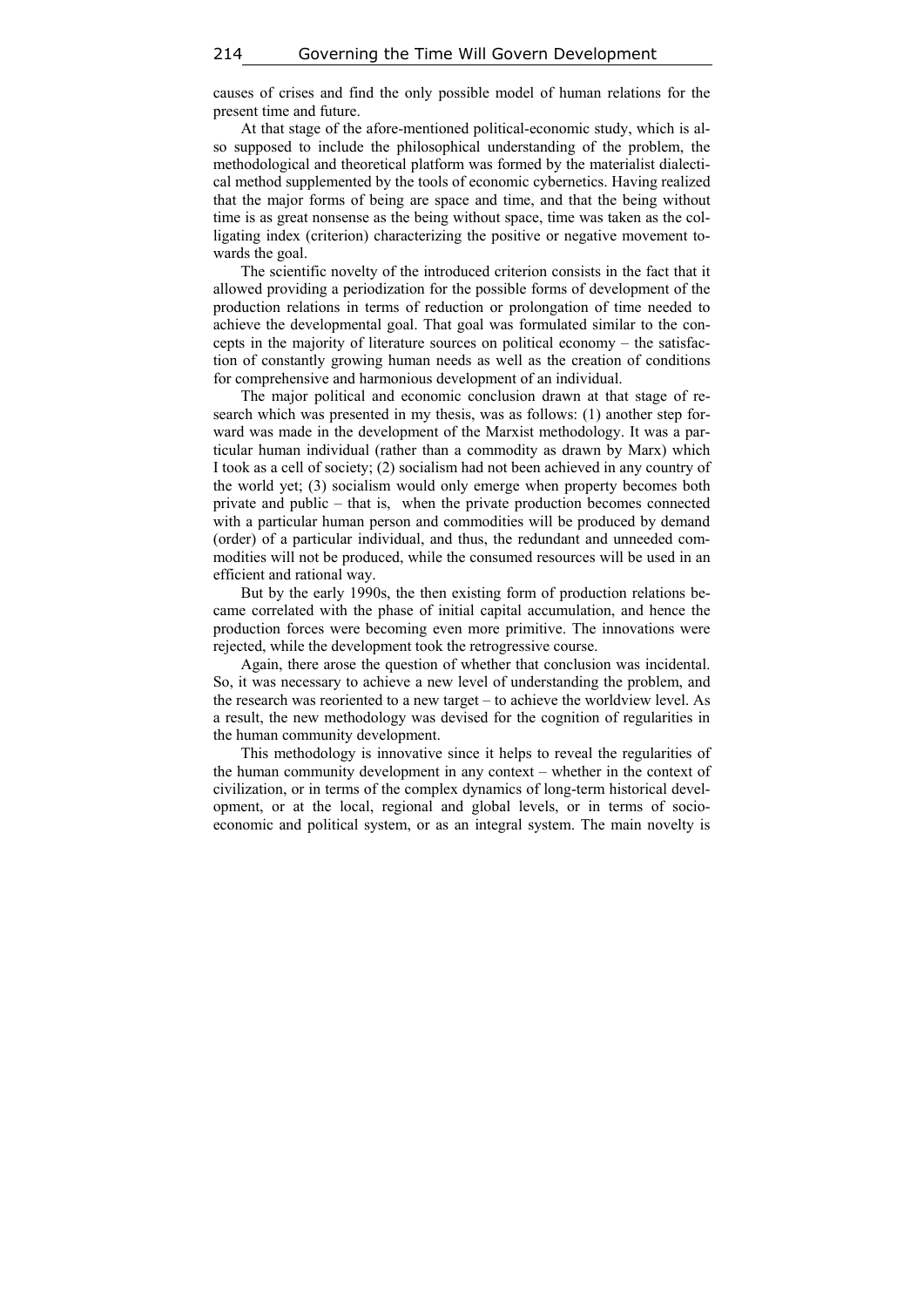causes of crises and find the only possible model of human relations for the present time and future.

At that stage of the afore-mentioned political-economic study, which is also supposed to include the philosophical understanding of the problem, the methodological and theoretical platform was formed by the materialist dialectical method supplemented by the tools of economic cybernetics. Having realized that the major forms of being are space and time, and that the being without time is as great nonsense as the being without space, time was taken as the colligating index (criterion) characterizing the positive or negative movement towards the goal.

The scientific novelty of the introduced criterion consists in the fact that it allowed providing a periodization for the possible forms of development of the production relations in terms of reduction or prolongation of time needed to achieve the developmental goal. That goal was formulated similar to the concepts in the majority of literature sources on political economy – the satisfaction of constantly growing human needs as well as the creation of conditions for comprehensive and harmonious development of an individual.

The major political and economic conclusion drawn at that stage of research which was presented in my thesis, was as follows: (1) another step forward was made in the development of the Marxist methodology. It was a particular human individual (rather than a commodity as drawn by Marx) which I took as a cell of society; (2) socialism had not been achieved in any country of the world yet; (3) socialism would only emerge when property becomes both private and public – that is, when the private production becomes connected with a particular human person and commodities will be produced by demand (order) of a particular individual, and thus, the redundant and unneeded commodities will not be produced, while the consumed resources will be used in an efficient and rational way.

But by the early 1990s, the then existing form of production relations became correlated with the phase of initial capital accumulation, and hence the production forces were becoming even more primitive. The innovations were rejected, while the development took the retrogressive course.

Again, there arose the question of whether that conclusion was incidental. So, it was necessary to achieve a new level of understanding the problem, and the research was reoriented to a new target – to achieve the worldview level. As a result, the new methodology was devised for the cognition of regularities in the human community development.

This methodology is innovative since it helps to reveal the regularities of the human community development in any context – whether in the context of civilization, or in terms of the complex dynamics of long-term historical development, or at the local, regional and global levels, or in terms of socio-economic and political system, or as an integral system. The main novelty is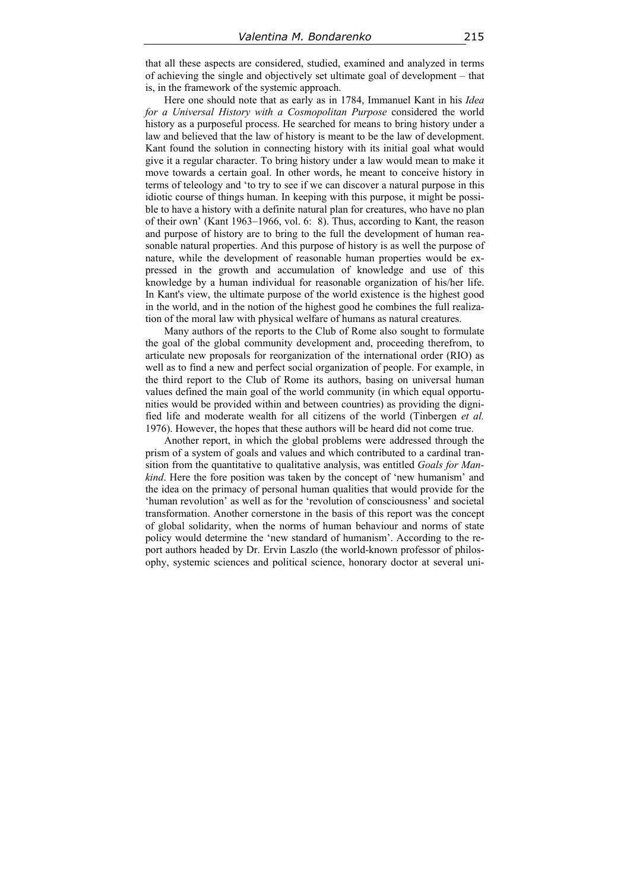that all these aspects are considered, studied, examined and analyzed in terms of achieving the single and objectively set ultimate goal of development – that is, in the framework of the systemic approach.

Here one should note that as early as in 1784, Immanuel Kant in his *Idea for a Universal History with a Cosmopolitan Purpose* considered the world history as a purposeful process. He searched for means to bring history under a law and believed that the law of history is meant to be the law of development. Kant found the solution in connecting history with its initial goal what would give it a regular character. To bring history under a law would mean to make it move towards a certain goal. In other words, he meant to conceive history in terms of teleology and 'to try to see if we can discover a natural purpose in this idiotic course of things human. In keeping with this purpose, it might be possible to have a history with a definite natural plan for creatures, who have no plan of their own' (Kant 1963–1966, vol. 6: 8). Thus, according to Kant, the reason and purpose of history are to bring to the full the development of human reasonable natural properties. And this purpose of history is as well the purpose of nature, while the development of reasonable human properties would be expressed in the growth and accumulation of knowledge and use of this knowledge by a human individual for reasonable organization of his/her life. In Kant's view, the ultimate purpose of the world existence is the highest good in the world, and in the notion of the highest good he combines the full realization of the moral law with physical welfare of humans as natural creatures.

Many authors of the reports to the Club of Rome also sought to formulate the goal of the global community development and, proceeding therefrom, to articulate new proposals for reorganization of the international order (RIO) as well as to find a new and perfect social organization of people. For example, in the third report to the Club of Rome its authors, basing on universal human values defined the main goal of the world community (in which equal opportunities would be provided within and between countries) as providing the dignified life and moderate wealth for all citizens of the world (Tinbergen *et al.* 1976). However, the hopes that these authors will be heard did not come true.

Another report, in which the global problems were addressed through the prism of a system of goals and values and which contributed to a cardinal transition from the quantitative to qualitative analysis, was entitled *Goals for Mankind*. Here the fore position was taken by the concept of 'new humanism' and the idea on the primacy of personal human qualities that would provide for the 'human revolution' as well as for the 'revolution of consciousness' and societal transformation. Another cornerstone in the basis of this report was the concept of global solidarity, when the norms of human behaviour and norms of state policy would determine the 'new standard of humanism'. According to the report authors headed by Dr. Ervin Laszlo (the world-known professor of philosophy, systemic sciences and political science, honorary doctor at several uni-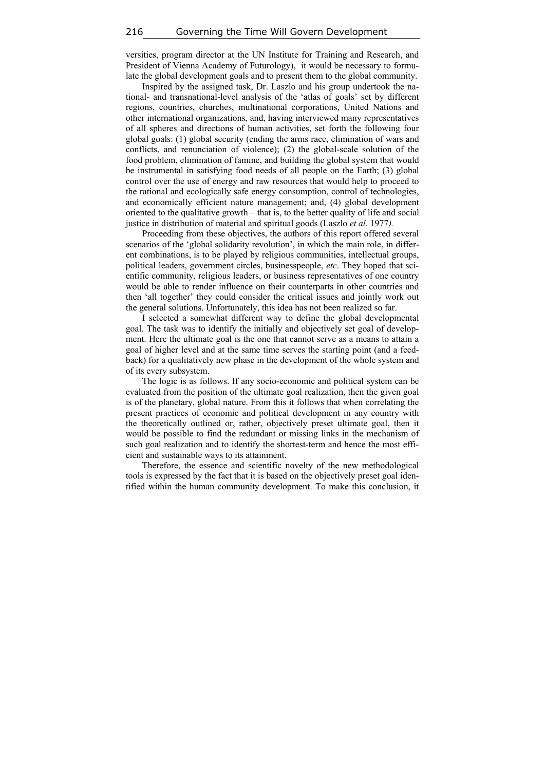versities, program director at the UN Institute for Training and Research, and President of Vienna Academy of Futurology), it would be necessary to formulate the global development goals and to present them to the global community.

Inspired by the assigned task, Dr. Laszlo and his group undertook the national- and transnational-level analysis of the 'atlas of goals' set by different regions, countries, churches, multinational corporations, United Nations and other international organizations, and, having interviewed many representatives of all spheres and directions of human activities, set forth the following four global goals: (1) global security (ending the arms race, elimination of wars and conflicts, and renunciation of violence); (2) the global-scale solution of the food problem, elimination of famine, and building the global system that would be instrumental in satisfying food needs of all people on the Earth; (3) global control over the use of energy and raw resources that would help to proceed to the rational and ecologically safe energy consumption, control of technologies, and economically efficient nature management; and, (4) global development oriented to the qualitative growth – that is, to the better quality of life and social justice in distribution of material and spiritual goods (Laszlo *et al.* 1977*).*

Proceeding from these objectives, the authors of this report offered several scenarios of the 'global solidarity revolution', in which the main role, in different combinations, is to be played by religious communities, intellectual groups, political leaders, government circles, businesspeople, *etc*. They hoped that scientific community, religious leaders, or business representatives of one country would be able to render influence on their counterparts in other countries and then 'all together' they could consider the critical issues and jointly work out the general solutions. Unfortunately, this idea has not been realized so far.

I selected a somewhat different way to define the global developmental goal. The task was to identify the initially and objectively set goal of development. Here the ultimate goal is the one that cannot serve as a means to attain a goal of higher level and at the same time serves the starting point (and a feedback) for a qualitatively new phase in the development of the whole system and of its every subsystem.

The logic is as follows. If any socio-economic and political system can be evaluated from the position of the ultimate goal realization, then the given goal is of the planetary, global nature. From this it follows that when correlating the present practices of economic and political development in any country with the theoretically outlined or, rather, objectively preset ultimate goal, then it would be possible to find the redundant or missing links in the mechanism of such goal realization and to identify the shortest-term and hence the most efficient and sustainable ways to its attainment.

Therefore, the essence and scientific novelty of the new methodological tools is expressed by the fact that it is based on the objectively preset goal identified within the human community development. To make this conclusion, it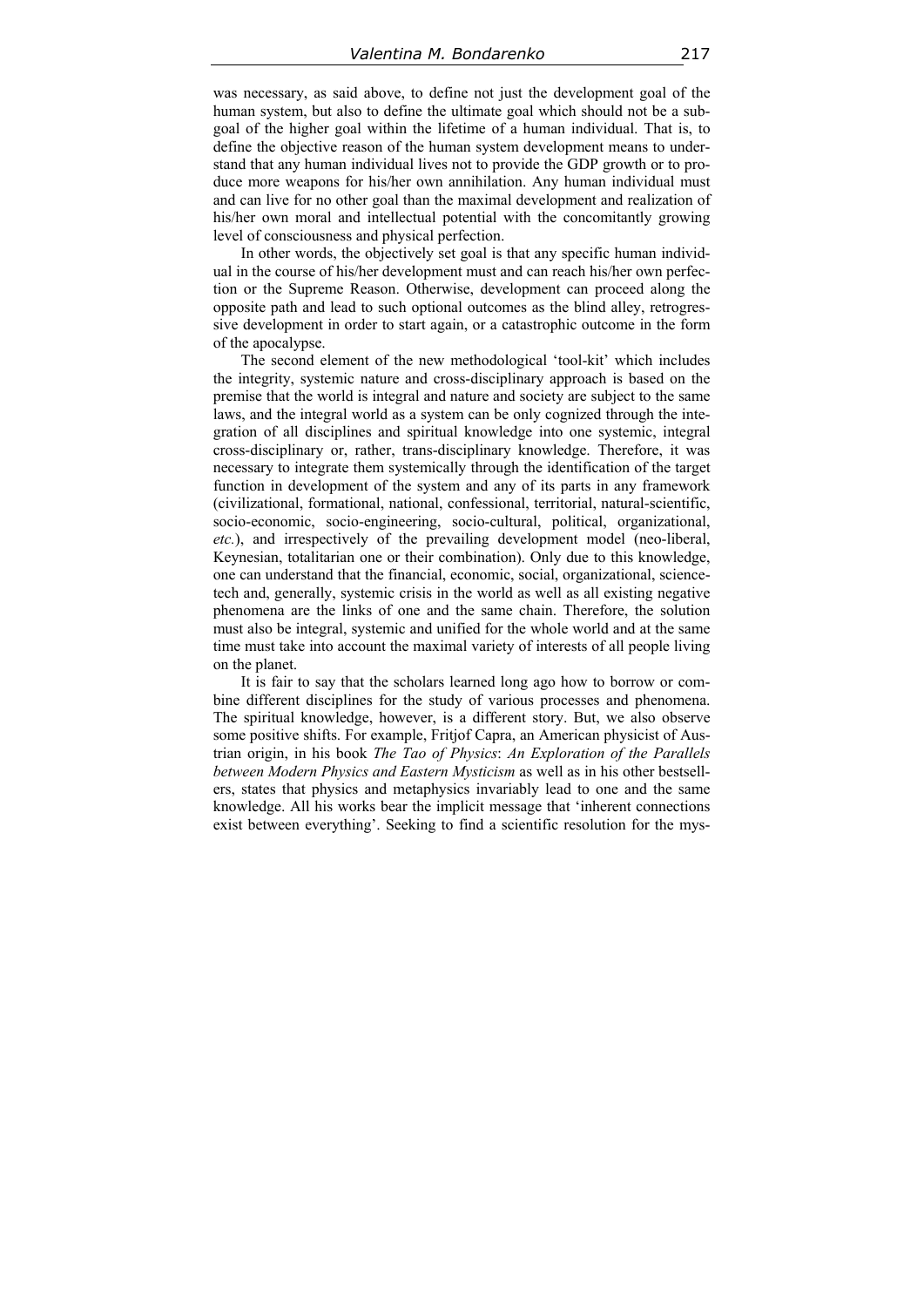was necessary, as said above, to define not just the development goal of the human system, but also to define the ultimate goal which should not be a subgoal of the higher goal within the lifetime of a human individual. That is, to define the objective reason of the human system development means to understand that any human individual lives not to provide the GDP growth or to produce more weapons for his/her own annihilation. Any human individual must and can live for no other goal than the maximal development and realization of his/her own moral and intellectual potential with the concomitantly growing level of consciousness and physical perfection.

In other words, the objectively set goal is that any specific human individual in the course of his/her development must and can reach his/her own perfection or the Supreme Reason. Otherwise, development can proceed along the opposite path and lead to such optional outcomes as the blind alley, retrogressive development in order to start again, or a catastrophic outcome in the form of the apocalypse.

The second element of the new methodological 'tool-kit' which includes the integrity, systemic nature and cross-disciplinary approach is based on the premise that the world is integral and nature and society are subject to the same laws, and the integral world as a system can be only cognized through the integration of all disciplines and spiritual knowledge into one systemic, integral cross-disciplinary or, rather, trans-disciplinary knowledge. Therefore, it was necessary to integrate them systemically through the identification of the target function in development of the system and any of its parts in any framework (civilizational, formational, national, confessional, territorial, natural-scientific, socio-economic, socio-engineering, socio-cultural, political, organizational, *etc.*), and irrespectively of the prevailing development model (neo-liberal, Keynesian, totalitarian one or their combination). Only due to this knowledge, one can understand that the financial, economic, social, organizational, science-tech and, generally, systemic crisis in the world as well as all existing negative phenomena are the links of one and the same chain. Therefore, the solution must also be integral, systemic and unified for the whole world and at the same time must take into account the maximal variety of interests of all people living on the planet.

It is fair to say that the scholars learned long ago how to borrow or combine different disciplines for the study of various processes and phenomena. The spiritual knowledge, however, is a different story. But, we also observe some positive shifts. For example, Fritjof Capra, an American physicist of Austrian origin, in his book *The Tao of Physics*: *An Exploration of the Parallels between Modern Physics and Eastern Mysticism* as well as in his other bestsellers, states that physics and metaphysics invariably lead to one and the same knowledge. All his works bear the implicit message that 'inherent connections exist between everything'. Seeking to find a scientific resolution for the mys-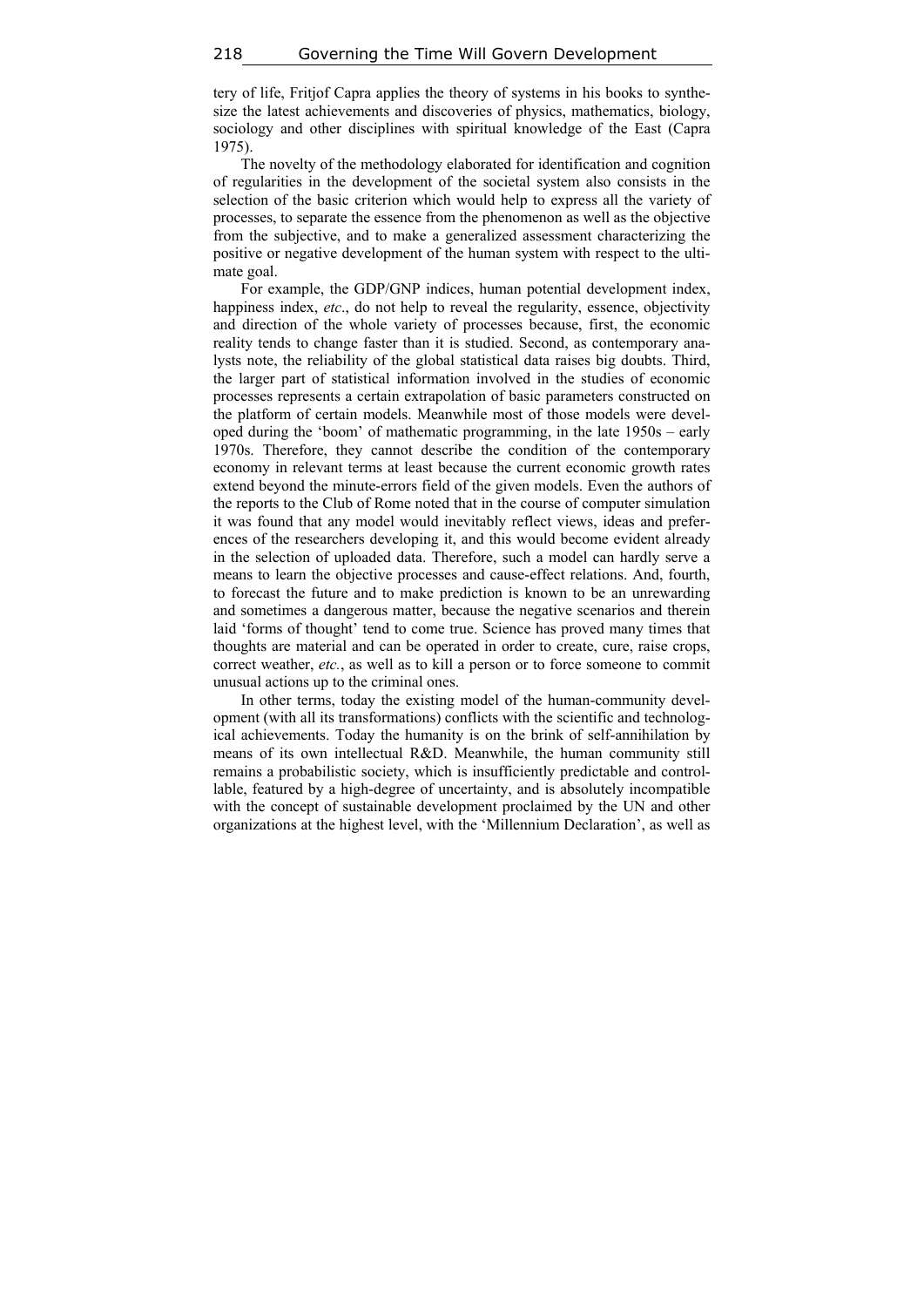tery of life, Fritjof Capra applies the theory of systems in his books to synthesize the latest achievements and discoveries of physics, mathematics, biology, sociology and other disciplines with spiritual knowledge of the East (Capra 1975).

The novelty of the methodology elaborated for identification and cognition of regularities in the development of the societal system also consists in the selection of the basic criterion which would help to express all the variety of processes, to separate the essence from the phenomenon as well as the objective from the subjective, and to make a generalized assessment characterizing the positive or negative development of the human system with respect to the ultimate goal.

For example, the GDP/GNP indices, human potential development index, happiness index, *etc*., do not help to reveal the regularity, essence, objectivity and direction of the whole variety of processes because, first, the economic reality tends to change faster than it is studied. Second, as contemporary analysts note, the reliability of the global statistical data raises big doubts. Third, the larger part of statistical information involved in the studies of economic processes represents a certain extrapolation of basic parameters constructed on the platform of certain models. Meanwhile most of those models were developed during the 'boom' of mathematic programming, in the late 1950s – early 1970s. Therefore, they cannot describe the condition of the contemporary economy in relevant terms at least because the current economic growth rates extend beyond the minute-errors field of the given models. Even the authors of the reports to the Club of Rome noted that in the course of computer simulation it was found that any model would inevitably reflect views, ideas and preferences of the researchers developing it, and this would become evident already in the selection of uploaded data. Therefore, such a model can hardly serve a means to learn the objective processes and cause-effect relations. And, fourth, to forecast the future and to make prediction is known to be an unrewarding and sometimes a dangerous matter, because the negative scenarios and therein laid 'forms of thought' tend to come true. Science has proved many times that thoughts are material and can be operated in order to create, cure, raise crops, correct weather, *etc.*, as well as to kill a person or to force someone to commit unusual actions up to the criminal ones.

In other terms, today the existing model of the human-community development (with all its transformations) conflicts with the scientific and technological achievements. Today the humanity is on the brink of self-annihilation by means of its own intellectual R&D. Meanwhile, the human community still remains a probabilistic society, which is insufficiently predictable and controllable, featured by a high-degree of uncertainty, and is absolutely incompatible with the concept of sustainable development proclaimed by the UN and other organizations at the highest level, with the 'Millennium Declaration', as well as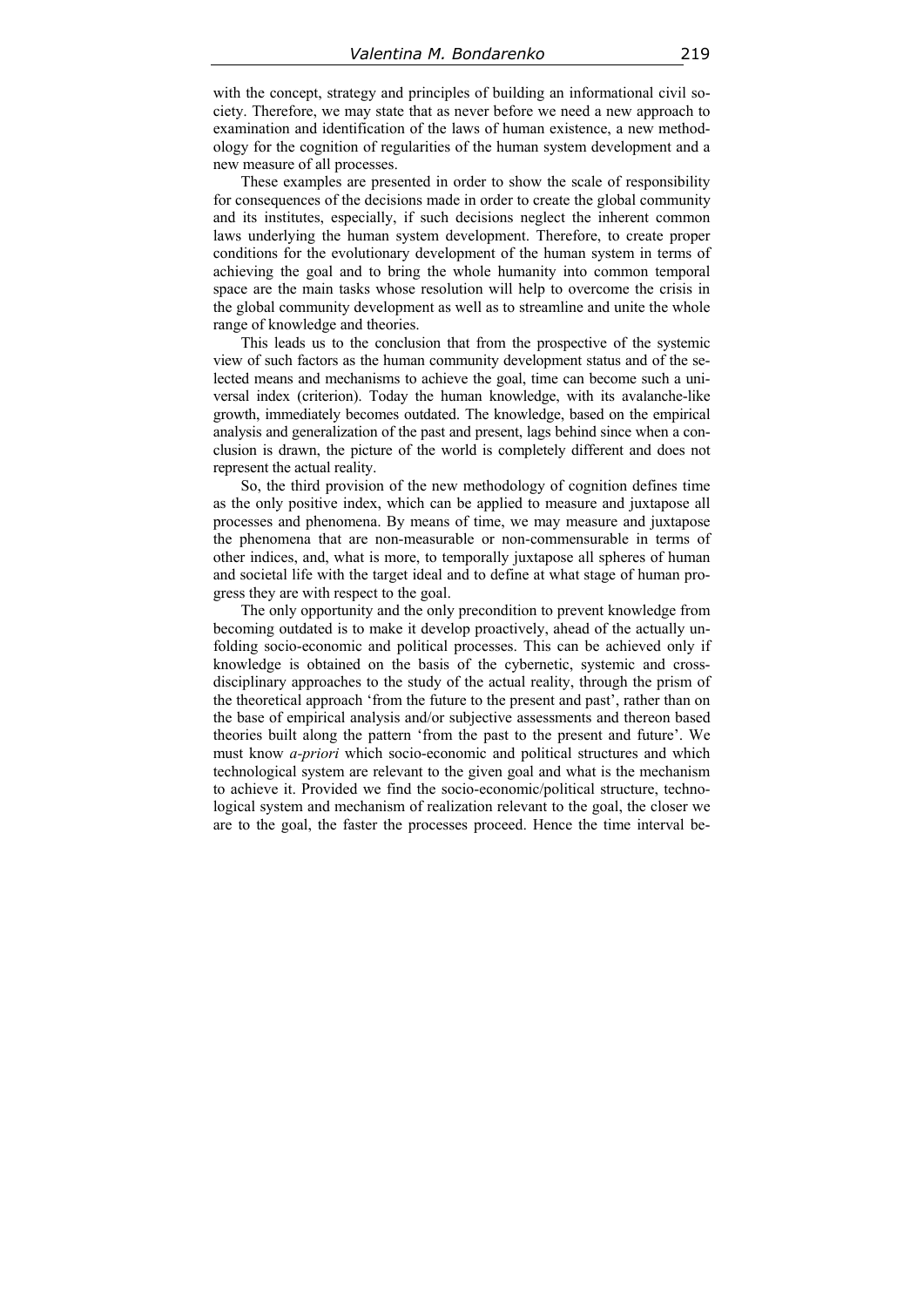with the concept, strategy and principles of building an informational civil society. Therefore, we may state that as never before we need a new approach to examination and identification of the laws of human existence, a new methodology for the cognition of regularities of the human system development and a new measure of all processes.

These examples are presented in order to show the scale of responsibility for consequences of the decisions made in order to create the global community and its institutes, especially, if such decisions neglect the inherent common laws underlying the human system development. Therefore, to create proper conditions for the evolutionary development of the human system in terms of achieving the goal and to bring the whole humanity into common temporal space are the main tasks whose resolution will help to overcome the crisis in the global community development as well as to streamline and unite the whole range of knowledge and theories.

This leads us to the conclusion that from the prospective of the systemic view of such factors as the human community development status and of the selected means and mechanisms to achieve the goal, time can become such a universal index (criterion). Today the human knowledge, with its avalanche-like growth, immediately becomes outdated. The knowledge, based on the empirical analysis and generalization of the past and present, lags behind since when a conclusion is drawn, the picture of the world is completely different and does not represent the actual reality.

So, the third provision of the new methodology of cognition defines time as the only positive index, which can be applied to measure and juxtapose all processes and phenomena. By means of time, we may measure and juxtapose the phenomena that are non-measurable or non-commensurable in terms of other indices, and, what is more, to temporally juxtapose all spheres of human and societal life with the target ideal and to define at what stage of human progress they are with respect to the goal.

The only opportunity and the only precondition to prevent knowledge from becoming outdated is to make it develop proactively, ahead of the actually unfolding socio-economic and political processes. This can be achieved only if knowledge is obtained on the basis of the cybernetic, systemic and cross-disciplinary approaches to the study of the actual reality, through the prism of the theoretical approach 'from the future to the present and past', rather than on the base of empirical analysis and/or subjective assessments and thereon based theories built along the pattern 'from the past to the present and future'. We must know *a-priori* which socio-economic and political structures and which technological system are relevant to the given goal and what is the mechanism to achieve it. Provided we find the socio-economic/political structure, technological system and mechanism of realization relevant to the goal, the closer we are to the goal, the faster the processes proceed. Hence the time interval be-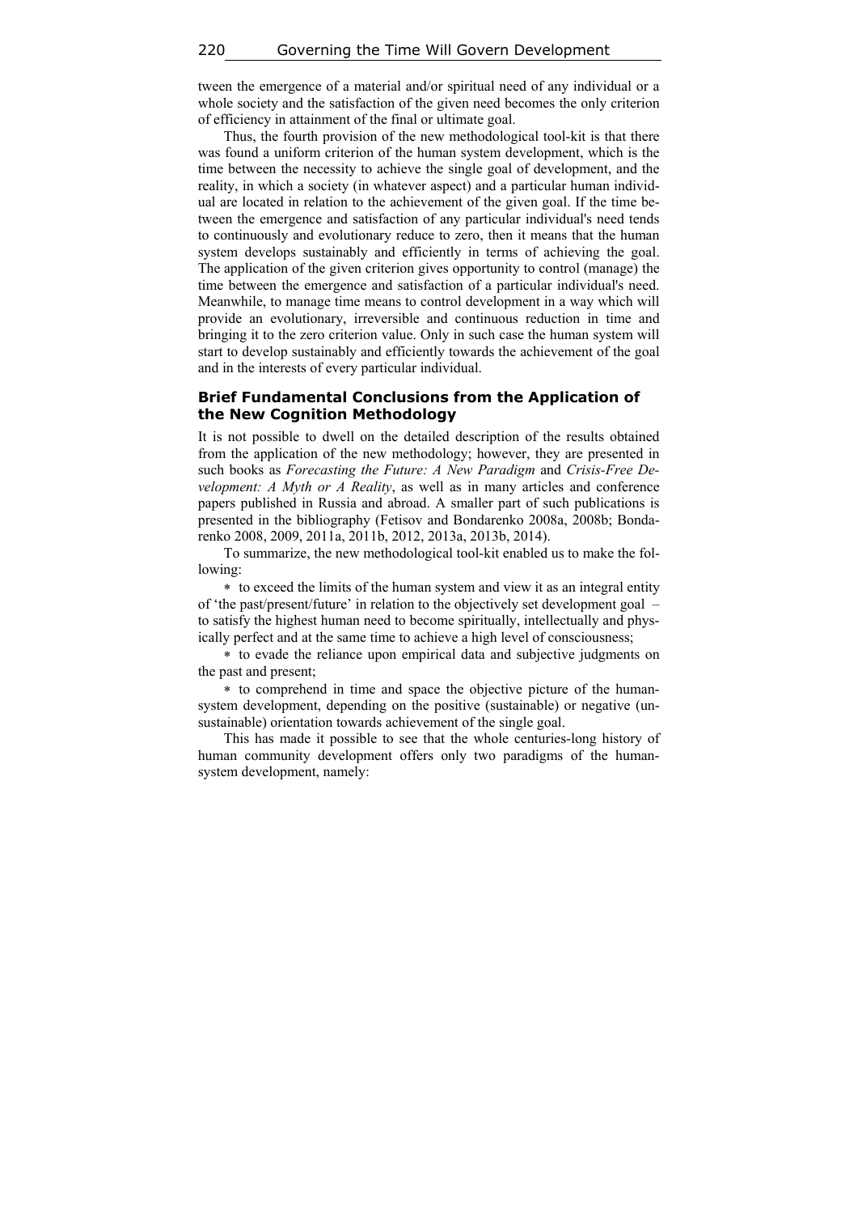tween the emergence of a material and/or spiritual need of any individual or a whole society and the satisfaction of the given need becomes the only criterion of efficiency in attainment of the final or ultimate goal.

Thus, the fourth provision of the new methodological tool-kit is that there was found a uniform criterion of the human system development, which is the time between the necessity to achieve the single goal of development, and the reality, in which a society (in whatever aspect) and a particular human individual are located in relation to the achievement of the given goal. If the time between the emergence and satisfaction of any particular individual's need tends to continuously and evolutionary reduce to zero, then it means that the human system develops sustainably and efficiently in terms of achieving the goal. The application of the given criterion gives opportunity to control (manage) the time between the emergence and satisfaction of a particular individual's need. Meanwhile, to manage time means to control development in a way which will provide an evolutionary, irreversible and continuous reduction in time and bringing it to the zero criterion value. Only in such case the human system will start to develop sustainably and efficiently towards the achievement of the goal and in the interests of every particular individual.

### Brief Fundamental Conclusions from the Application of the New Cognition Methodology

It is not possible to dwell on the detailed description of the results obtained from the application of the new methodology; however, they are presented in such books as *Forecasting the Future: A New Paradigm* and *Crisis-Free Development: A Myth or A Reality*, as well as in many articles and conference papers published in Russia and abroad. A smaller part of such publications is presented in the bibliography (Fetisov and Bondarenko 2008a, 2008b; Bondarenko 2008, 2009, 2011a, 2011b, 2012, 2013a, 2013b, 2014).

To summarize, the new methodological tool-kit enabled us to make the following:

* to exceed the limits of the human system and view it as an integral entity of 'the past/present/future' in relation to the objectively set development goal – to satisfy the highest human need to become spiritually, intellectually and physically perfect and at the same time to achieve a high level of consciousness;
* to evade the reliance upon empirical data and subjective judgments on the past and present;
* to comprehend in time and space the objective picture of the human-system development, depending on the positive (sustainable) or negative (unsustainable) orientation towards achievement of the single goal.

This has made it possible to see that the whole centuries-long history of human community development offers only two paradigms of the human-system development, namely: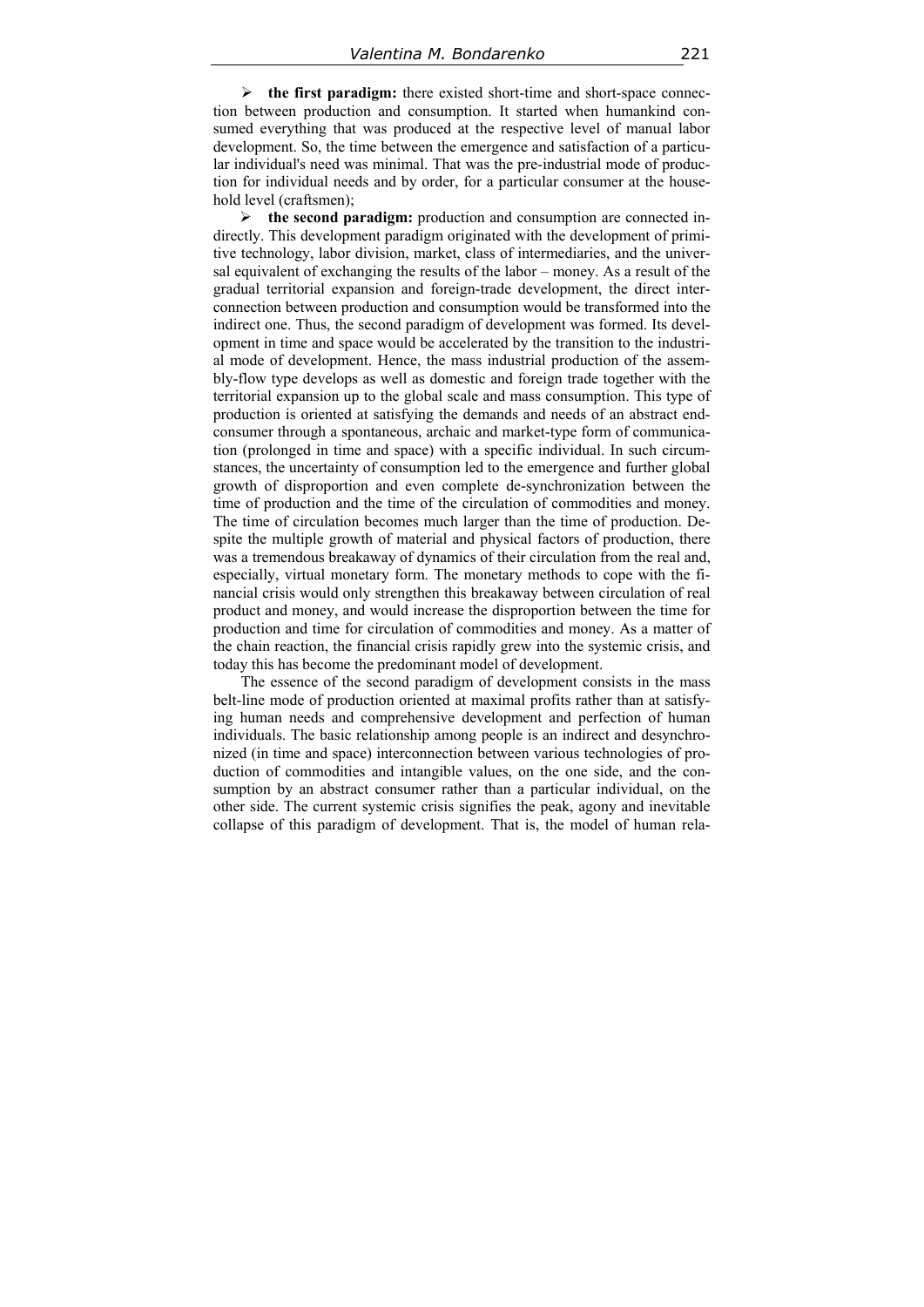- **the first paradigm:** there existed short-time and short-space connection between production and consumption. It started when humankind consumed everything that was produced at the respective level of manual labor development. So, the time between the emergence and satisfaction of a particular individual's need was minimal. That was the pre-industrial mode of production for individual needs and by order, for a particular consumer at the household level (craftsmen);
- **the second paradigm:** production and consumption are connected indirectly. This development paradigm originated with the development of primitive technology, labor division, market, class of intermediaries, and the universal equivalent of exchanging the results of the labor – money. As a result of the gradual territorial expansion and foreign-trade development, the direct interconnection between production and consumption would be transformed into the indirect one. Thus, the second paradigm of development was formed. Its development in time and space would be accelerated by the transition to the industrial mode of development. Hence, the mass industrial production of the assembly-flow type develops as well as domestic and foreign trade together with the territorial expansion up to the global scale and mass consumption. This type of production is oriented at satisfying the demands and needs of an abstract end-consumer through a spontaneous, archaic and market-type form of communication (prolonged in time and space) with a specific individual. In such circumstances, the uncertainty of consumption led to the emergence and further global growth of disproportion and even complete de-synchronization between the time of production and the time of the circulation of commodities and money. The time of circulation becomes much larger than the time of production. Despite the multiple growth of material and physical factors of production, there was a tremendous breakaway of dynamics of their circulation from the real and, especially, virtual monetary form. The monetary methods to cope with the financial crisis would only strengthen this breakaway between circulation of real product and money, and would increase the disproportion between the time for production and time for circulation of commodities and money. As a matter of the chain reaction, the financial crisis rapidly grew into the systemic crisis, and today this has become the predominant model of development.

The essence of the second paradigm of development consists in the mass belt-line mode of production oriented at maximal profits rather than at satisfying human needs and comprehensive development and perfection of human individuals. The basic relationship among people is an indirect and desynchronized (in time and space) interconnection between various technologies of production of commodities and intangible values, on the one side, and the consumption by an abstract consumer rather than a particular individual, on the other side. The current systemic crisis signifies the peak, agony and inevitable collapse of this paradigm of development. That is, the model of human rela-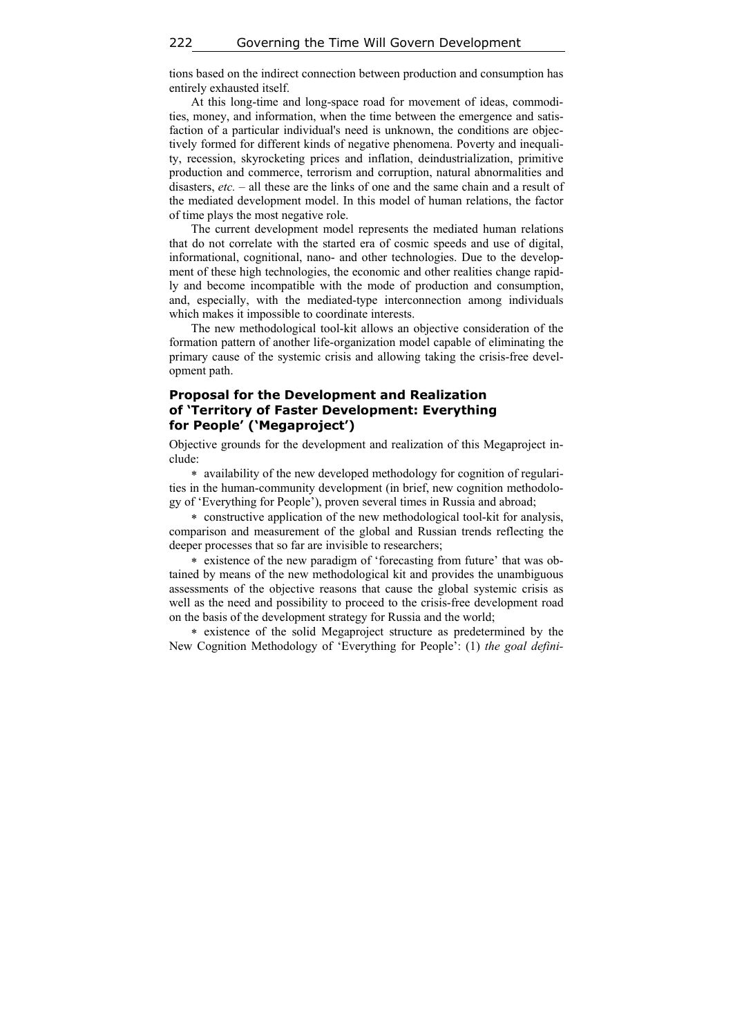tions based on the indirect connection between production and consumption has entirely exhausted itself.

At this long-time and long-space road for movement of ideas, commodities, money, and information, when the time between the emergence and satisfaction of a particular individual's need is unknown, the conditions are objectively formed for different kinds of negative phenomena. Poverty and inequality, recession, skyrocketing prices and inflation, deindustrialization, primitive production and commerce, terrorism and corruption, natural abnormalities and disasters, *etc.* – all these are the links of one and the same chain and a result of the mediated development model. In this model of human relations, the factor of time plays the most negative role.

The current development model represents the mediated human relations that do not correlate with the started era of cosmic speeds and use of digital, informational, cognitional, nano- and other technologies. Due to the development of these high technologies, the economic and other realities change rapidly and become incompatible with the mode of production and consumption, and, especially, with the mediated-type interconnection among individuals which makes it impossible to coordinate interests.

The new methodological tool-kit allows an objective consideration of the formation pattern of another life-organization model capable of eliminating the primary cause of the systemic crisis and allowing taking the crisis-free development path.

## Proposal for the Development and Realization of 'Territory of Faster Development: Everything for People' ('Megaproject')

Objective grounds for the development and realization of this Megaproject include:

* availability of the new developed methodology for cognition of regularities in the human-community development (in brief, new cognition methodology of 'Everything for People'), proven several times in Russia and abroad;

* constructive application of the new methodological tool-kit for analysis, comparison and measurement of the global and Russian trends reflecting the deeper processes that so far are invisible to researchers;

* existence of the new paradigm of 'forecasting from future' that was obtained by means of the new methodological kit and provides the unambiguous assessments of the objective reasons that cause the global systemic crisis as well as the need and possibility to proceed to the crisis-free development road on the basis of the development strategy for Russia and the world;

* existence of the solid Megaproject structure as predetermined by the New Cognition Methodology of 'Everything for People': (1) *the goal defini-*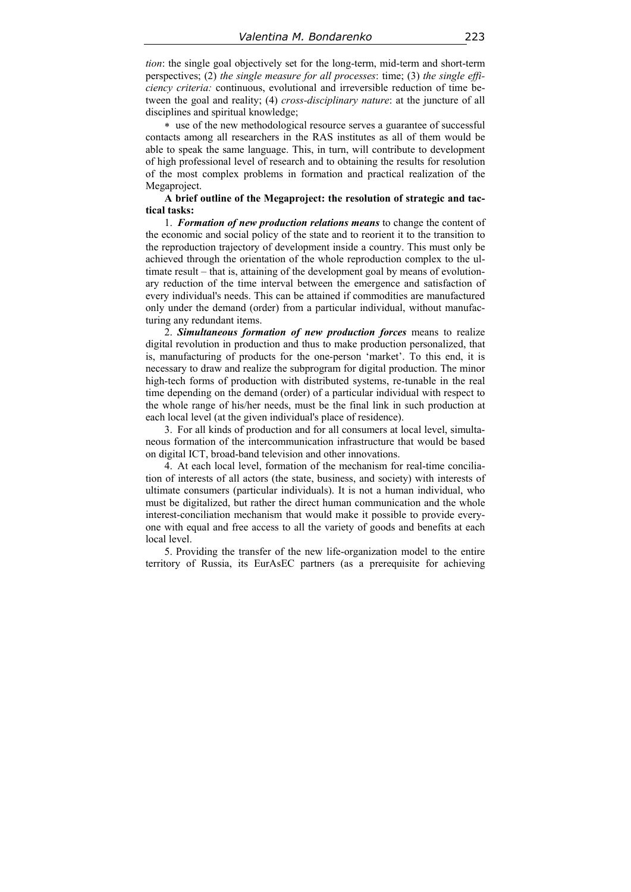*tion*: the single goal objectively set for the long-term, mid-term and short-term perspectives; (2) *the single measure for all processes*: time; (3) *the single efficiency criteria:* continuous, evolutional and irreversible reduction of time between the goal and reality; (4) *cross-disciplinary nature*: at the juncture of all disciplines and spiritual knowledge;

∗ use of the new methodological resource serves a guarantee of successful contacts among all researchers in the RAS institutes as all of them would be able to speak the same language. This, in turn, will contribute to development of high professional level of research and to obtaining the results for resolution of the most complex problems in formation and practical realization of the Megaproject.

**A brief outline of the Megaproject: the resolution of strategic and tactical tasks:**

1. ***Formation of new production relations means*** to change the content of the economic and social policy of the state and to reorient it to the transition to the reproduction trajectory of development inside a country. This must only be achieved through the orientation of the whole reproduction complex to the ultimate result – that is, attaining of the development goal by means of evolutionary reduction of the time interval between the emergence and satisfaction of every individual's needs. This can be attained if commodities are manufactured only under the demand (order) from a particular individual, without manufacturing any redundant items.

2. ***Simultaneous formation of new production forces*** means to realize digital revolution in production and thus to make production personalized, that is, manufacturing of products for the one-person 'market'. To this end, it is necessary to draw and realize the subprogram for digital production. The minor high-tech forms of production with distributed systems, re-tunable in the real time depending on the demand (order) of a particular individual with respect to the whole range of his/her needs, must be the final link in such production at each local level (at the given individual's place of residence).

3. For all kinds of production and for all consumers at local level, simultaneous formation of the intercommunication infrastructure that would be based on digital ICT, broad-band television and other innovations.

4. At each local level, formation of the mechanism for real-time conciliation of interests of all actors (the state, business, and society) with interests of ultimate consumers (particular individuals). It is not a human individual, who must be digitalized, but rather the direct human communication and the whole interest-conciliation mechanism that would make it possible to provide everyone with equal and free access to all the variety of goods and benefits at each local level.

5. Providing the transfer of the new life-organization model to the entire territory of Russia, its EurAsEC partners (as a prerequisite for achieving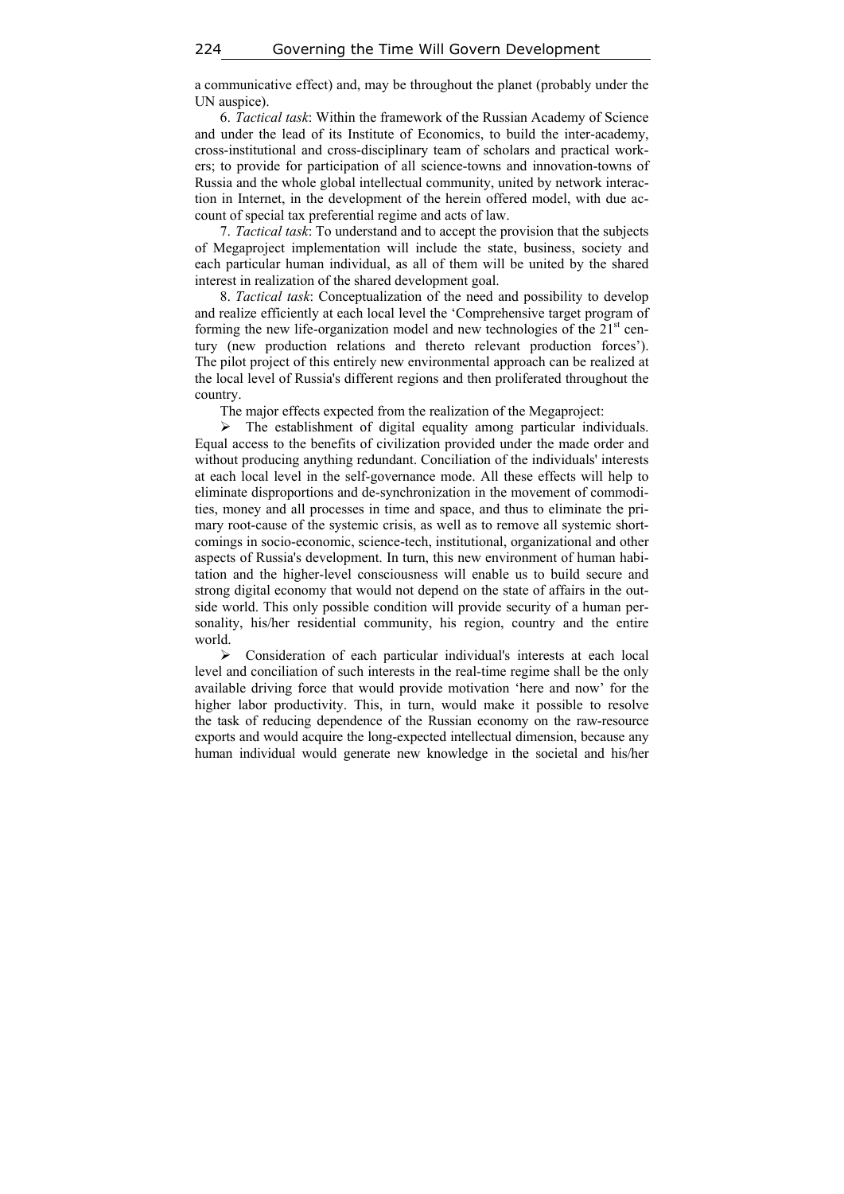a communicative effect) and, may be throughout the planet (probably under the UN auspice).

6. *Tactical task*: Within the framework of the Russian Academy of Science and under the lead of its Institute of Economics, to build the inter-academy, cross-institutional and cross-disciplinary team of scholars and practical workers; to provide for participation of all science-towns and innovation-towns of Russia and the whole global intellectual community, united by network interaction in Internet, in the development of the herein offered model, with due account of special tax preferential regime and acts of law.

7. *Tactical task*: To understand and to accept the provision that the subjects of Megaproject implementation will include the state, business, society and each particular human individual, as all of them will be united by the shared interest in realization of the shared development goal.

8. *Tactical task*: Conceptualization of the need and possibility to develop and realize efficiently at each local level the 'Comprehensive target program of forming the new life-organization model and new technologies of the 21st century (new production relations and thereto relevant production forces'). The pilot project of this entirely new environmental approach can be realized at the local level of Russia's different regions and then proliferated throughout the country.

The major effects expected from the realization of the Megaproject:

- The establishment of digital equality among particular individuals. Equal access to the benefits of civilization provided under the made order and without producing anything redundant. Conciliation of the individuals' interests at each local level in the self-governance mode. All these effects will help to eliminate disproportions and de-synchronization in the movement of commodities, money and all processes in time and space, and thus to eliminate the primary root-cause of the systemic crisis, as well as to remove all systemic shortcomings in socio-economic, science-tech, institutional, organizational and other aspects of Russia's development. In turn, this new environment of human habitation and the higher-level consciousness will enable us to build secure and strong digital economy that would not depend on the state of affairs in the outside world. This only possible condition will provide security of a human personality, his/her residential community, his region, country and the entire world.
- Consideration of each particular individual's interests at each local level and conciliation of such interests in the real-time regime shall be the only available driving force that would provide motivation 'here and now' for the higher labor productivity. This, in turn, would make it possible to resolve the task of reducing dependence of the Russian economy on the raw-resource exports and would acquire the long-expected intellectual dimension, because any human individual would generate new knowledge in the societal and his/her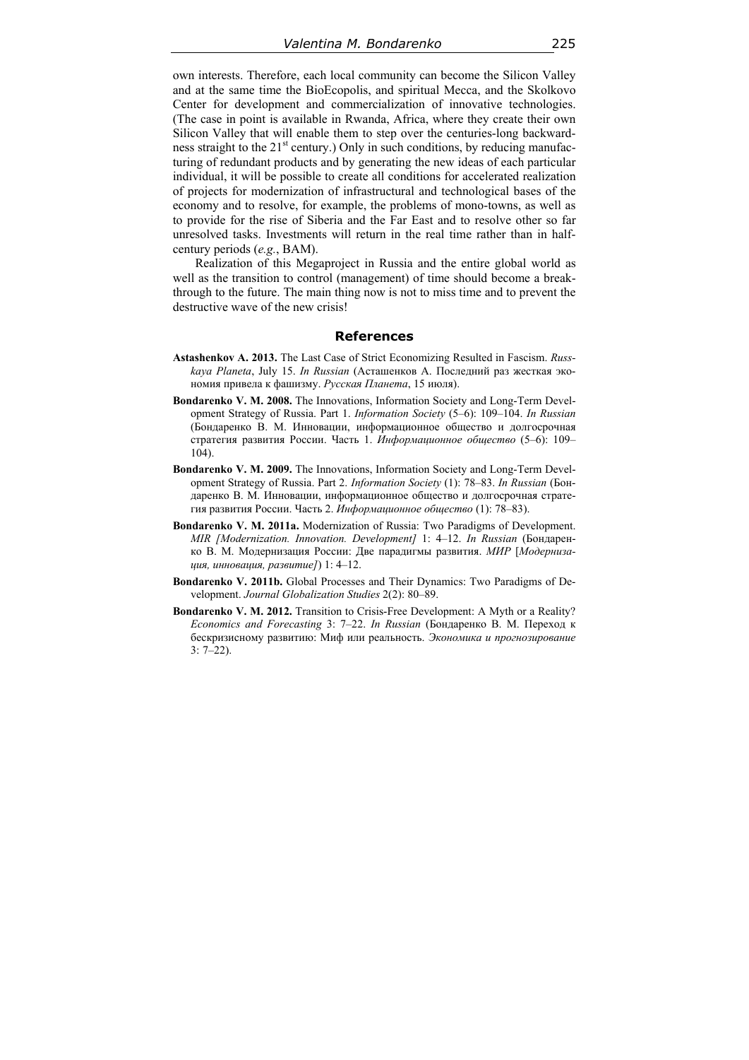own interests. Therefore, each local community can become the Silicon Valley and at the same time the BioEcopolis, and spiritual Mecca, and the Skolkovo Center for development and commercialization of innovative technologies. (The case in point is available in Rwanda, Africa, where they create their own Silicon Valley that will enable them to step over the centuries-long backwardness straight to the 21st century.) Only in such conditions, by reducing manufacturing of redundant products and by generating the new ideas of each particular individual, it will be possible to create all conditions for accelerated realization of projects for modernization of infrastructural and technological bases of the economy and to resolve, for example, the problems of mono-towns, as well as to provide for the rise of Siberia and the Far East and to resolve other so far unresolved tasks. Investments will return in the real time rather than in half-century periods (*e.g.*, BAM).

Realization of this Megaproject in Russia and the entire global world as well as the transition to control (management) of time should become a breakthrough to the future. The main thing now is not to miss time and to prevent the destructive wave of the new crisis!

## References

**Astashenkov A. 2013.** The Last Case of Strict Economizing Resulted in Fascism. *Russkaya Planeta*, July 15. *In Russian* (Асташенков А. Последний раз жесткая экономия привела к фашизму. *Русская Планета*, 15 июля).

**Bondarenko V. M. 2008.** The Innovations, Information Society and Long-Term Development Strategy of Russia. Part 1. *Information Society* (5–6): 109–104. *In Russian* (Бондаренко В. М. Инновации, информационное общество и долгосрочная стратегия развития России. Часть 1. *Информационное общество* (5–6): 109–104).

**Bondarenko V. M. 2009.** The Innovations, Information Society and Long-Term Development Strategy of Russia. Part 2. *Information Society* (1): 78–83. *In Russian* (Бондаренко В. М. Инновации, информационное общество и долгосрочная стратегия развития России. Часть 2. *Информационное общество* (1): 78–83).

**Bondarenko V. M. 2011a.** Modernization of Russia: Two Paradigms of Development. *MIR [Modernization. Innovation. Development]* 1: 4–12. *In Russian* (Бондаренко В. М. Модернизация России: Две парадигмы развития. *МИР* [*Модернизация, инновация, развитие]*) 1: 4–12.

**Bondarenko V. 2011b.** Global Processes and Their Dynamics: Two Paradigms of Development. *Journal Globalization Studies* 2(2): 80–89.

**Bondarenko V. M. 2012.** Transition to Crisis-Free Development: A Myth or a Reality? *Economics and Forecasting* 3: 7–22. *In Russian* (Бондаренко В. М. Переход к бескризисному развитию: Миф или реальность. *Экономика и прогнозирование* 3: 7–22).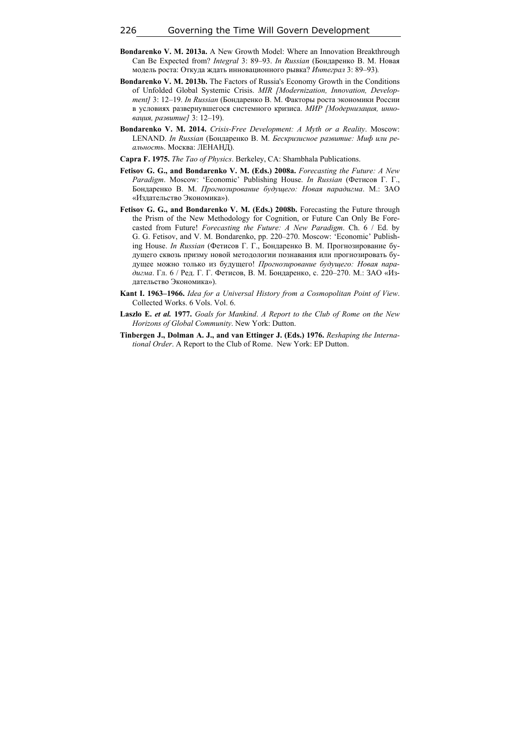**Bondarenko V. M. 2013a.** A New Growth Model: Where an Innovation Breakthrough Can Be Expected from? *Integral* 3: 89–93. *In Russian* (Бондаренко В. М. Новая модель роста: Откуда ждать инновационного рывка? *Интеграл* 3: 89–93).

**Bondarenko V. M. 2013b.** The Factors of Russia's Economy Growth in the Conditions of Unfolded Global Systemic Crisis. *MIR [Modernization, Innovation, Development]* 3: 12–19. *In Russian* (Бондаренко В. М. Факторы роста экономики России в условиях развернувшегося системного кризиса. *МИР [Модернизация, инновация, развитие]* 3: 12–19).

**Bondarenko V. M. 2014.** *Crisis-Free Development: A Myth or a Reality*. Moscow: LENAND. *In Russian* (Бондаренко В. М. *Бескризисное развитие: Миф или реальность*. Москва: ЛЕНАНД).

**Capra F. 1975.** *The Tao of Physics*. Berkeley, CA: Shambhala Publications.

**Fetisov G. G., and Bondarenko V. M. (Eds.) 2008a.** *Forecasting the Future: A New Paradigm*. Moscow: 'Economic' Publishing House. *In Russian* (Фетисов Г. Г., Бондаренко В. М. *Прогнозирование будущего: Новая парадигма*. М.: ЗАО «Издательство Экономика»).

**Fetisov G. G., and Bondarenko V. M. (Eds.) 2008b.** Forecasting the Future through the Prism of the New Methodology for Cognition, or Future Can Only Be Forecasted from Future! *Forecasting the Future: A New Paradigm*. Ch. 6 / Ed. by G. G. Fetisov, and V. M. Bondarenko, pp. 220–270. Moscow: 'Economic' Publishing House. *In Russian* (Фетисов Г. Г., Бондаренко В. М. Прогнозирование будущего сквозь призму новой методологии познавания или прогнозировать будущее можно только из будущего! *Прогнозирование будущего: Новая парадигма*. Гл. 6 / Ред. Г. Г. Фетисов, В. М. Бондаренко, с. 220–270. М.: ЗАО «Издательство Экономика»).

**Kant I. 1963–1966.** *Idea for a Universal History from a Cosmopolitan Point of View*. Collected Works. 6 Vols. Vol. 6.

**Laszlo E. *et al.* 1977.** *Goals for Mankind. A Report to the Club of Rome on the New Horizons of Global Community*. New York: Dutton.

**Tinbergen J., Dolman A. J., and van Ettinger J. (Eds.) 1976.** *Reshaping the International Order*. A Report to the Club of Rome. New York: EP Dutton.